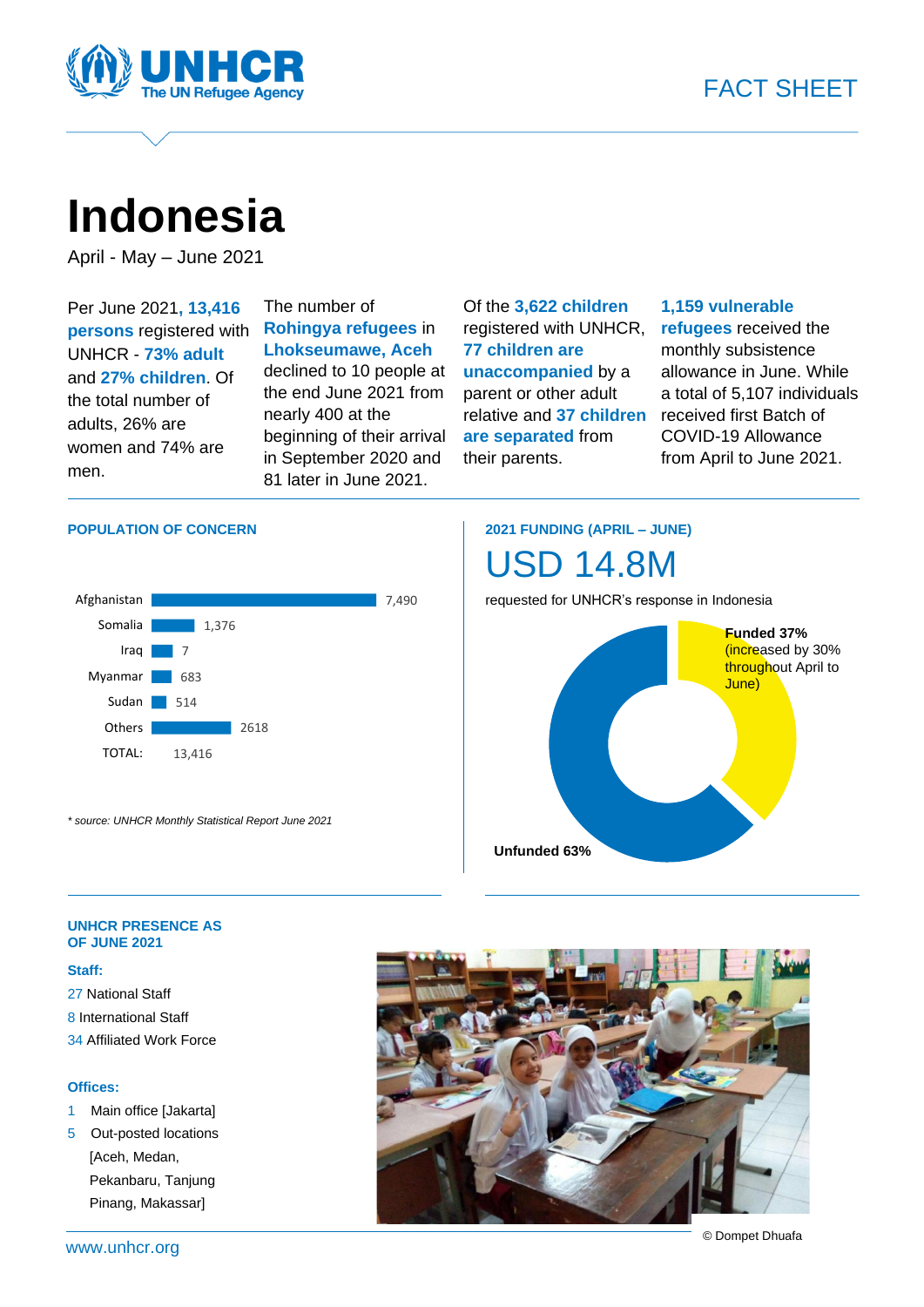FACT SHEET

# Indonesia

April - May – June 2021

Per June 2021, **13,416 persons** registered with UNHCR - **73% adult** and **27% children**. Of the total number of adults, 26% are women and 74% are men.

The number of **Rohingya refugees** in **Lhokseumawe, Aceh** declined to 10 people at the end June 2021 from nearly 400 at the beginning of their arrival in September 2020 and 81 later in June 2021.

Of the **3,622 children** registered with UNHCR, **77 children are unaccompanied** by a parent or other adult relative and **37 children are separated** from their parents.

**1,159 vulnerable refugees** received the monthly subsistence allowance in June. While a total of 5,107 individuals received first Batch of COVID-19 Allowance from April to June 2021.

## POPULATION OF CONCERN

| Country | Number |
|---|---|
| Afghanistan | 7,490 |
| Somalia | 1,376 |
| Iraq | 7 |
| Myanmar | 683 |
| Sudan | 514 |
| Others | 2618 |
| TOTAL: | 13,416 |

*\* source: UNHCR Monthly Statistical Report June 2021*

## 2021 FUNDING (APRIL – JUNE)

# USD 14.8M

requested for UNHCR's response in Indonesia

**Funded 37%** (increased by 30% throughout April to June)

**Unfunded 63%**

## UNHCR PRESENCE AS OF JUNE 2021

**Staff:**

27 National Staff
8 International Staff
34 Affiliated Work Force

**Offices:**

1 Main office [Jakarta]
5 Out-posted locations [Aceh, Medan, Pekanbaru, Tanjung Pinang, Makassar]

© Dompet Dhuafa

www.unhcr.org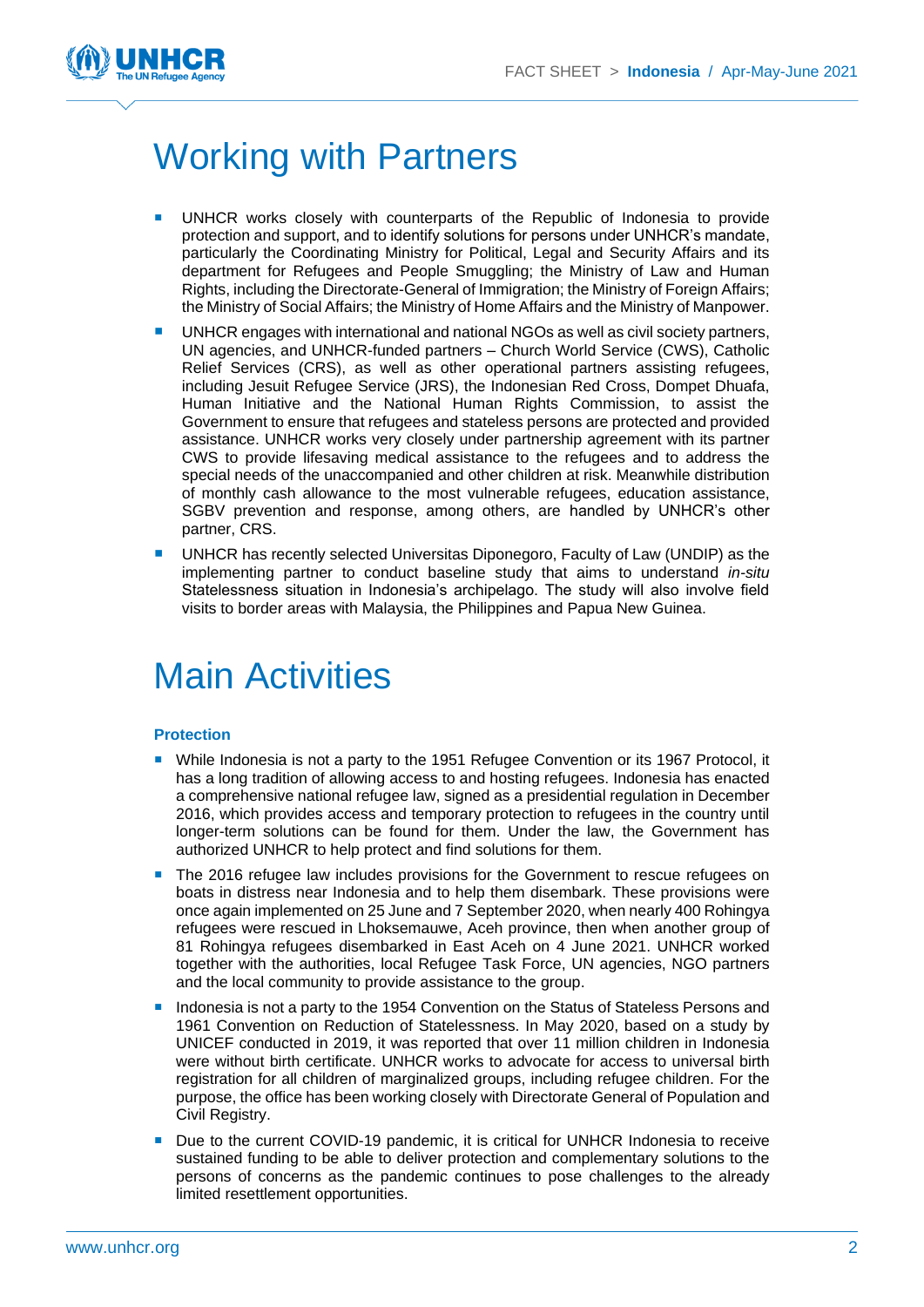# Working with Partners

- UNHCR works closely with counterparts of the Republic of Indonesia to provide protection and support, and to identify solutions for persons under UNHCR's mandate, particularly the Coordinating Ministry for Political, Legal and Security Affairs and its department for Refugees and People Smuggling; the Ministry of Law and Human Rights, including the Directorate-General of Immigration; the Ministry of Foreign Affairs; the Ministry of Social Affairs; the Ministry of Home Affairs and the Ministry of Manpower.
- UNHCR engages with international and national NGOs as well as civil society partners, UN agencies, and UNHCR-funded partners – Church World Service (CWS), Catholic Relief Services (CRS), as well as other operational partners assisting refugees, including Jesuit Refugee Service (JRS), the Indonesian Red Cross, Dompet Dhuafa, Human Initiative and the National Human Rights Commission, to assist the Government to ensure that refugees and stateless persons are protected and provided assistance. UNHCR works very closely under partnership agreement with its partner CWS to provide lifesaving medical assistance to the refugees and to address the special needs of the unaccompanied and other children at risk. Meanwhile distribution of monthly cash allowance to the most vulnerable refugees, education assistance, SGBV prevention and response, among others, are handled by UNHCR's other partner, CRS.
- UNHCR has recently selected Universitas Diponegoro, Faculty of Law (UNDIP) as the implementing partner to conduct baseline study that aims to understand *in-situ* Statelessness situation in Indonesia's archipelago. The study will also involve field visits to border areas with Malaysia, the Philippines and Papua New Guinea.

# Main Activities

### Protection

- While Indonesia is not a party to the 1951 Refugee Convention or its 1967 Protocol, it has a long tradition of allowing access to and hosting refugees. Indonesia has enacted a comprehensive national refugee law, signed as a presidential regulation in December 2016, which provides access and temporary protection to refugees in the country until longer-term solutions can be found for them. Under the law, the Government has authorized UNHCR to help protect and find solutions for them.
- The 2016 refugee law includes provisions for the Government to rescue refugees on boats in distress near Indonesia and to help them disembark. These provisions were once again implemented on 25 June and 7 September 2020, when nearly 400 Rohingya refugees were rescued in Lhoksemauwe, Aceh province, then when another group of 81 Rohingya refugees disembarked in East Aceh on 4 June 2021. UNHCR worked together with the authorities, local Refugee Task Force, UN agencies, NGO partners and the local community to provide assistance to the group.
- Indonesia is not a party to the 1954 Convention on the Status of Stateless Persons and 1961 Convention on Reduction of Statelessness. In May 2020, based on a study by UNICEF conducted in 2019, it was reported that over 11 million children in Indonesia were without birth certificate. UNHCR works to advocate for access to universal birth registration for all children of marginalized groups, including refugee children. For the purpose, the office has been working closely with Directorate General of Population and Civil Registry.
- Due to the current COVID-19 pandemic, it is critical for UNHCR Indonesia to receive sustained funding to be able to deliver protection and complementary solutions to the persons of concerns as the pandemic continues to pose challenges to the already limited resettlement opportunities.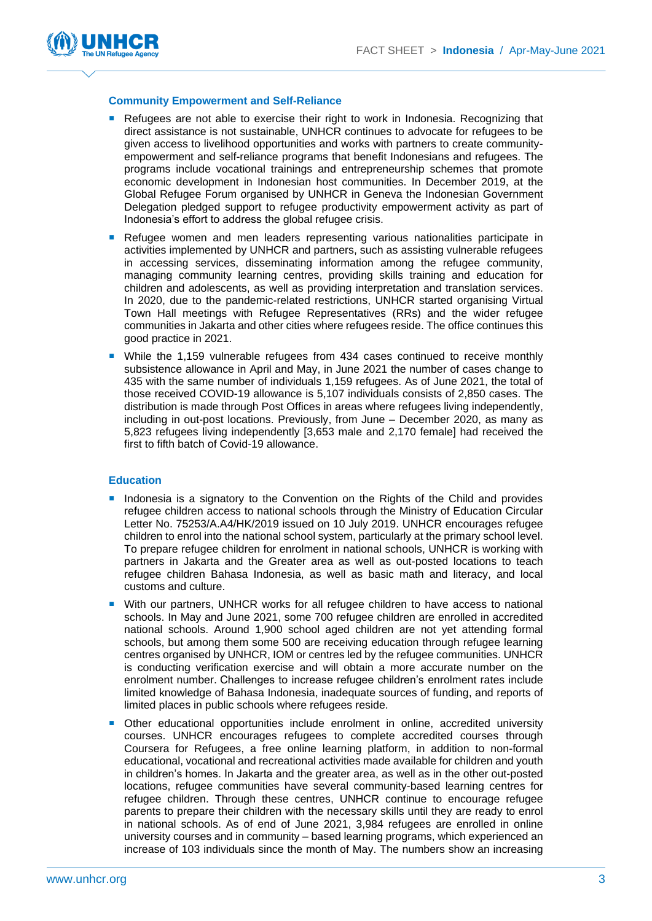### Community Empowerment and Self-Reliance

- Refugees are not able to exercise their right to work in Indonesia. Recognizing that direct assistance is not sustainable, UNHCR continues to advocate for refugees to be given access to livelihood opportunities and works with partners to create community-empowerment and self-reliance programs that benefit Indonesians and refugees. The programs include vocational trainings and entrepreneurship schemes that promote economic development in Indonesian host communities. In December 2019, at the Global Refugee Forum organised by UNHCR in Geneva the Indonesian Government Delegation pledged support to refugee productivity empowerment activity as part of Indonesia's effort to address the global refugee crisis.
- Refugee women and men leaders representing various nationalities participate in activities implemented by UNHCR and partners, such as assisting vulnerable refugees in accessing services, disseminating information among the refugee community, managing community learning centres, providing skills training and education for children and adolescents, as well as providing interpretation and translation services. In 2020, due to the pandemic-related restrictions, UNHCR started organising Virtual Town Hall meetings with Refugee Representatives (RRs) and the wider refugee communities in Jakarta and other cities where refugees reside. The office continues this good practice in 2021.
- While the 1,159 vulnerable refugees from 434 cases continued to receive monthly subsistence allowance in April and May, in June 2021 the number of cases change to 435 with the same number of individuals 1,159 refugees. As of June 2021, the total of those received COVID-19 allowance is 5,107 individuals consists of 2,850 cases. The distribution is made through Post Offices in areas where refugees living independently, including in out-post locations. Previously, from June – December 2020, as many as 5,823 refugees living independently [3,653 male and 2,170 female] had received the first to fifth batch of Covid-19 allowance.

### Education

- Indonesia is a signatory to the Convention on the Rights of the Child and provides refugee children access to national schools through the Ministry of Education Circular Letter No. 75253/A.A4/HK/2019 issued on 10 July 2019. UNHCR encourages refugee children to enrol into the national school system, particularly at the primary school level. To prepare refugee children for enrolment in national schools, UNHCR is working with partners in Jakarta and the Greater area as well as out-posted locations to teach refugee children Bahasa Indonesia, as well as basic math and literacy, and local customs and culture.
- With our partners, UNHCR works for all refugee children to have access to national schools. In May and June 2021, some 700 refugee children are enrolled in accredited national schools. Around 1,900 school aged children are not yet attending formal schools, but among them some 500 are receiving education through refugee learning centres organised by UNHCR, IOM or centres led by the refugee communities. UNHCR is conducting verification exercise and will obtain a more accurate number on the enrolment number. Challenges to increase refugee children's enrolment rates include limited knowledge of Bahasa Indonesia, inadequate sources of funding, and reports of limited places in public schools where refugees reside.
- Other educational opportunities include enrolment in online, accredited university courses. UNHCR encourages refugees to complete accredited courses through Coursera for Refugees, a free online learning platform, in addition to non-formal educational, vocational and recreational activities made available for children and youth in children's homes. In Jakarta and the greater area, as well as in the other out-posted locations, refugee communities have several community-based learning centres for refugee children. Through these centres, UNHCR continue to encourage refugee parents to prepare their children with the necessary skills until they are ready to enrol in national schools. As of end of June 2021, 3,984 refugees are enrolled in online university courses and in community – based learning programs, which experienced an increase of 103 individuals since the month of May. The numbers show an increasing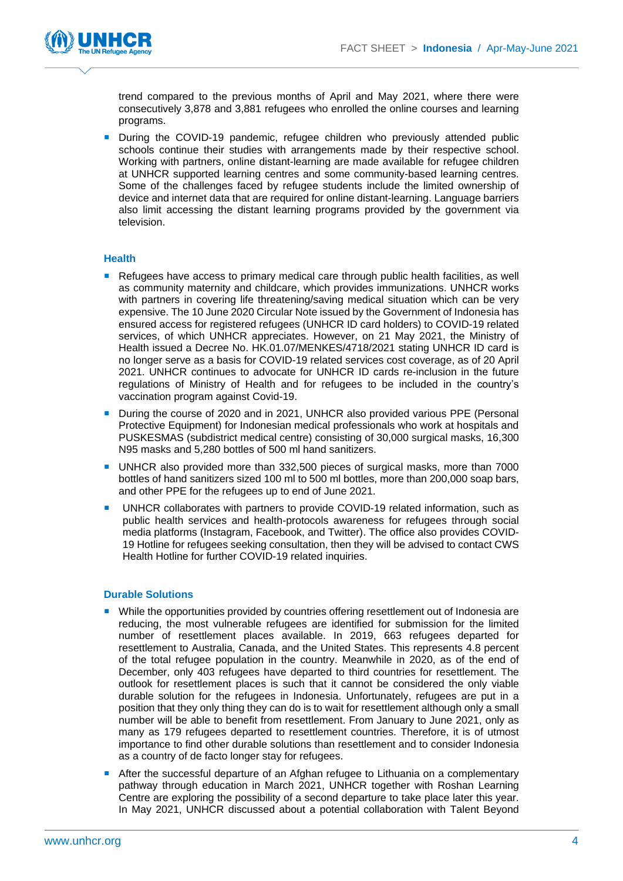trend compared to the previous months of April and May 2021, where there were consecutively 3,878 and 3,881 refugees who enrolled the online courses and learning programs.

- During the COVID-19 pandemic, refugee children who previously attended public schools continue their studies with arrangements made by their respective school. Working with partners, online distant-learning are made available for refugee children at UNHCR supported learning centres and some community-based learning centres. Some of the challenges faced by refugee students include the limited ownership of device and internet data that are required for online distant-learning. Language barriers also limit accessing the distant learning programs provided by the government via television.

### Health

- Refugees have access to primary medical care through public health facilities, as well as community maternity and childcare, which provides immunizations. UNHCR works with partners in covering life threatening/saving medical situation which can be very expensive. The 10 June 2020 Circular Note issued by the Government of Indonesia has ensured access for registered refugees (UNHCR ID card holders) to COVID-19 related services, of which UNHCR appreciates. However, on 21 May 2021, the Ministry of Health issued a Decree No. HK.01.07/MENKES/4718/2021 stating UNHCR ID card is no longer serve as a basis for COVID-19 related services cost coverage, as of 20 April 2021. UNHCR continues to advocate for UNHCR ID cards re-inclusion in the future regulations of Ministry of Health and for refugees to be included in the country's vaccination program against Covid-19.
- During the course of 2020 and in 2021, UNHCR also provided various PPE (Personal Protective Equipment) for Indonesian medical professionals who work at hospitals and PUSKESMAS (subdistrict medical centre) consisting of 30,000 surgical masks, 16,300 N95 masks and 5,280 bottles of 500 ml hand sanitizers.
- UNHCR also provided more than 332,500 pieces of surgical masks, more than 7000 bottles of hand sanitizers sized 100 ml to 500 ml bottles, more than 200,000 soap bars, and other PPE for the refugees up to end of June 2021.
- UNHCR collaborates with partners to provide COVID-19 related information, such as public health services and health-protocols awareness for refugees through social media platforms (Instagram, Facebook, and Twitter). The office also provides COVID-19 Hotline for refugees seeking consultation, then they will be advised to contact CWS Health Hotline for further COVID-19 related inquiries.

### Durable Solutions

- While the opportunities provided by countries offering resettlement out of Indonesia are reducing, the most vulnerable refugees are identified for submission for the limited number of resettlement places available. In 2019, 663 refugees departed for resettlement to Australia, Canada, and the United States. This represents 4.8 percent of the total refugee population in the country. Meanwhile in 2020, as of the end of December, only 403 refugees have departed to third countries for resettlement. The outlook for resettlement places is such that it cannot be considered the only viable durable solution for the refugees in Indonesia. Unfortunately, refugees are put in a position that they only thing they can do is to wait for resettlement although only a small number will be able to benefit from resettlement. From January to June 2021, only as many as 179 refugees departed to resettlement countries. Therefore, it is of utmost importance to find other durable solutions than resettlement and to consider Indonesia as a country of de facto longer stay for refugees.
- After the successful departure of an Afghan refugee to Lithuania on a complementary pathway through education in March 2021, UNHCR together with Roshan Learning Centre are exploring the possibility of a second departure to take place later this year. In May 2021, UNHCR discussed about a potential collaboration with Talent Beyond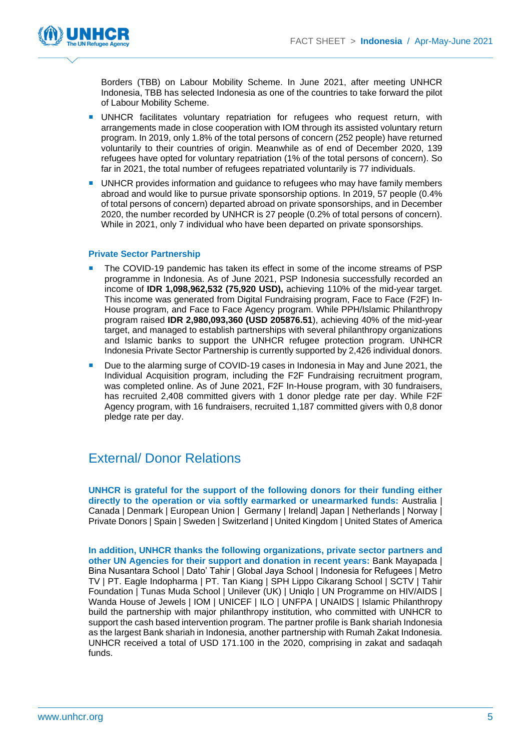Borders (TBB) on Labour Mobility Scheme. In June 2021, after meeting UNHCR Indonesia, TBB has selected Indonesia as one of the countries to take forward the pilot of Labour Mobility Scheme.

- UNHCR facilitates voluntary repatriation for refugees who request return, with arrangements made in close cooperation with IOM through its assisted voluntary return program. In 2019, only 1.8% of the total persons of concern (252 people) have returned voluntarily to their countries of origin. Meanwhile as of end of December 2020, 139 refugees have opted for voluntary repatriation (1% of the total persons of concern). So far in 2021, the total number of refugees repatriated voluntarily is 77 individuals.
- UNHCR provides information and guidance to refugees who may have family members abroad and would like to pursue private sponsorship options. In 2019, 57 people (0.4% of total persons of concern) departed abroad on private sponsorships, and in December 2020, the number recorded by UNHCR is 27 people (0.2% of total persons of concern). While in 2021, only 7 individual who have been departed on private sponsorships.

**Private Sector Partnership**

- The COVID-19 pandemic has taken its effect in some of the income streams of PSP programme in Indonesia. As of June 2021, PSP Indonesia successfully recorded an income of **IDR 1,098,962,532 (75,920 USD),** achieving 110% of the mid-year target. This income was generated from Digital Fundraising program, Face to Face (F2F) In-House program, and Face to Face Agency program. While PPH/Islamic Philanthropy program raised **IDR 2,980,093,360 (USD 205876.51**), achieving 40% of the mid-year target, and managed to establish partnerships with several philanthropy organizations and Islamic banks to support the UNHCR refugee protection program. UNHCR Indonesia Private Sector Partnership is currently supported by 2,426 individual donors.
- Due to the alarming surge of COVID-19 cases in Indonesia in May and June 2021, the Individual Acquisition program, including the F2F Fundraising recruitment program, was completed online. As of June 2021, F2F In-House program, with 30 fundraisers, has recruited 2,408 committed givers with 1 donor pledge rate per day. While F2F Agency program, with 16 fundraisers, recruited 1,187 committed givers with 0,8 donor pledge rate per day.

## External/ Donor Relations

**UNHCR is grateful for the support of the following donors for their funding either directly to the operation or via softly earmarked or unearmarked funds:** Australia | Canada | Denmark | European Union | Germany | Ireland| Japan | Netherlands | Norway | Private Donors | Spain | Sweden | Switzerland | United Kingdom | United States of America

**In addition, UNHCR thanks the following organizations, private sector partners and other UN Agencies for their support and donation in recent years:** Bank Mayapada | Bina Nusantara School | Dato' Tahir | Global Jaya School | Indonesia for Refugees | Metro TV | PT. Eagle Indopharma | PT. Tan Kiang | SPH Lippo Cikarang School | SCTV | Tahir Foundation | Tunas Muda School | Unilever (UK) | Uniqlo | UN Programme on HIV/AIDS | Wanda House of Jewels | IOM | UNICEF | ILO | UNFPA | UNAIDS | Islamic Philanthropy build the partnership with major philanthropy institution, who committed with UNHCR to support the cash based intervention program. The partner profile is Bank shariah Indonesia as the largest Bank shariah in Indonesia, another partnership with Rumah Zakat Indonesia. UNHCR received a total of USD 171.100 in the 2020, comprising in zakat and sadaqah funds.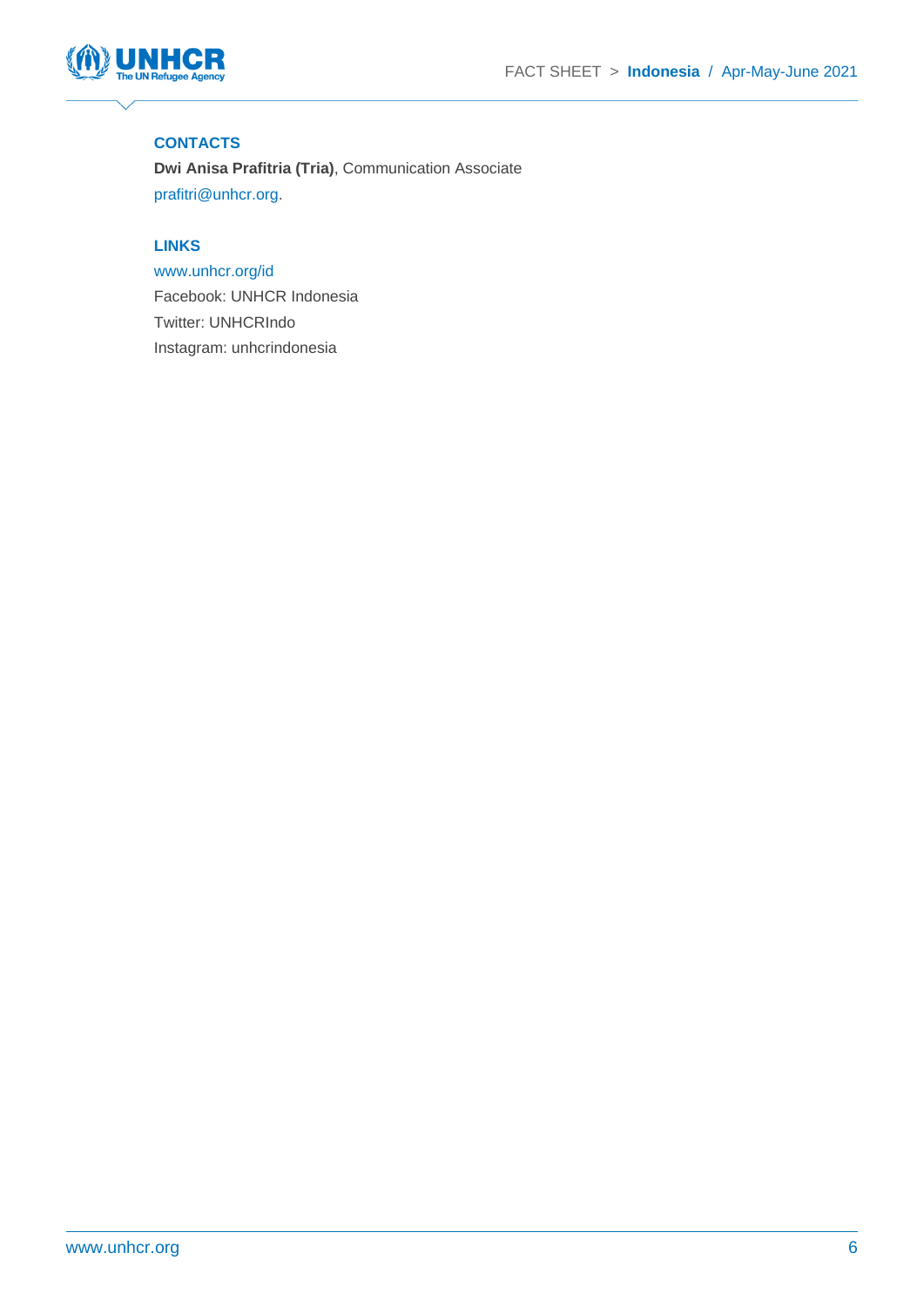## CONTACTS

**Dwi Anisa Prafitria (Tria)**, Communication Associate
prafitri@unhcr.org.

## LINKS

www.unhcr.org/id
Facebook: UNHCR Indonesia
Twitter: UNHCRIndo
Instagram: unhcrindonesia